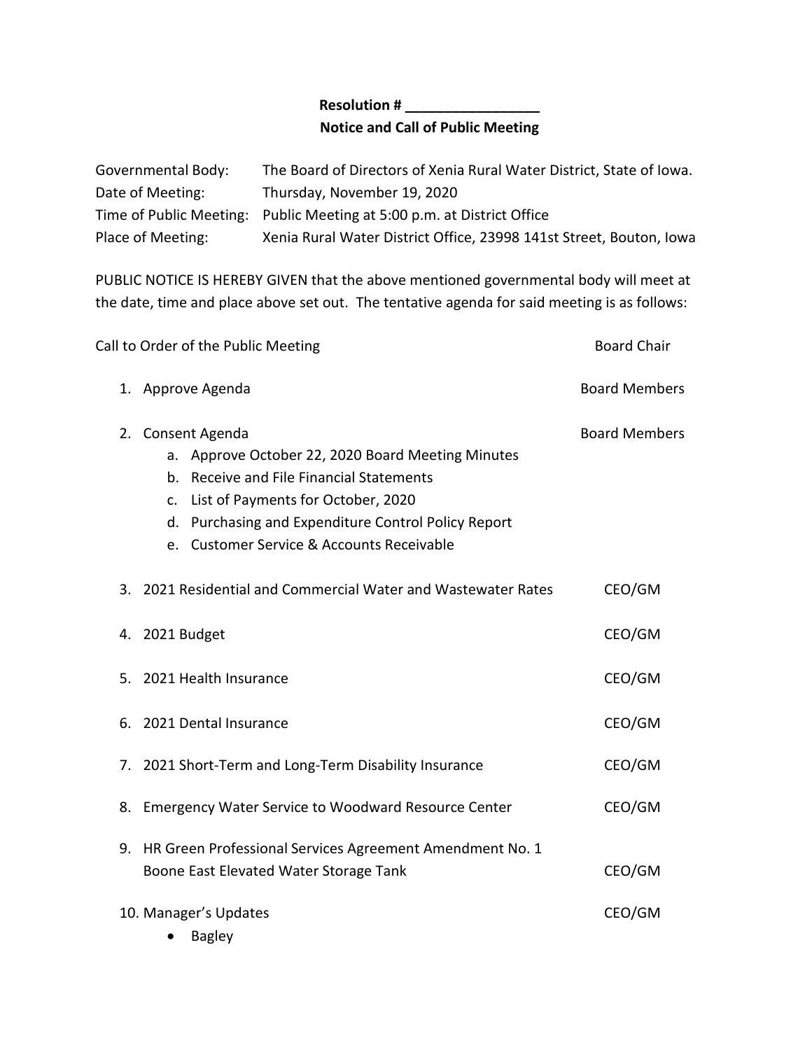**Resolution # _________________**

**Notice and Call of Public Meeting**

| | |
|---|---|
| Governmental Body: | The Board of Directors of Xenia Rural Water District, State of Iowa. |
| Date of Meeting: | Thursday, November 19, 2020 |
| Time of Public Meeting: | Public Meeting at 5:00 p.m. at District Office |
| Place of Meeting: | Xenia Rural Water District Office, 23998 141st Street, Bouton, Iowa |

PUBLIC NOTICE IS HEREBY GIVEN that the above mentioned governmental body will meet at the date, time and place above set out. The tentative agenda for said meeting is as follows:

Call to Order of the Public Meeting — Board Chair

1. Approve Agenda — Board Members
2. Consent Agenda — Board Members
   a. Approve October 22, 2020 Board Meeting Minutes
   b. Receive and File Financial Statements
   c. List of Payments for October, 2020
   d. Purchasing and Expenditure Control Policy Report
   e. Customer Service & Accounts Receivable
3. 2021 Residential and Commercial Water and Wastewater Rates — CEO/GM
4. 2021 Budget — CEO/GM
5. 2021 Health Insurance — CEO/GM
6. 2021 Dental Insurance — CEO/GM
7. 2021 Short-Term and Long-Term Disability Insurance — CEO/GM
8. Emergency Water Service to Woodward Resource Center — CEO/GM
9. HR Green Professional Services Agreement Amendment No. 1 Boone East Elevated Water Storage Tank — CEO/GM
10. Manager's Updates — CEO/GM
    - Bagley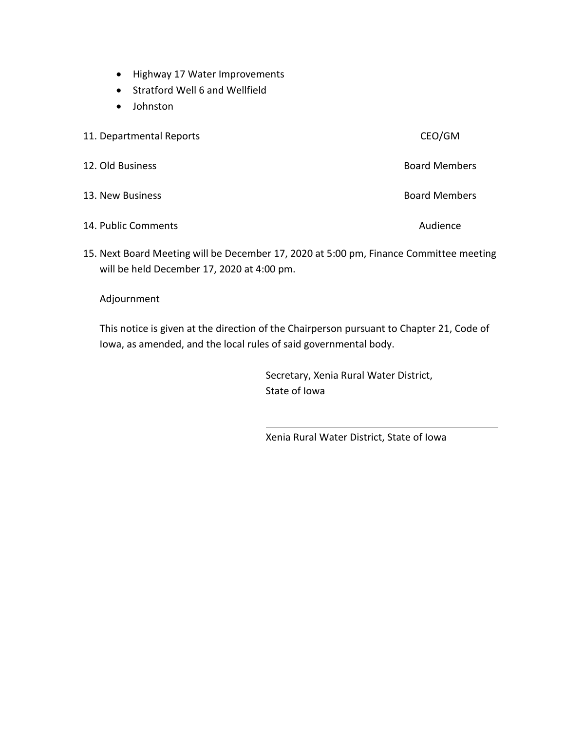- Highway 17 Water Improvements
- Stratford Well 6 and Wellfield
- Johnston

11. Departmental Reports CEO/GM

12. Old Business Board Members

13. New Business Board Members

14. Public Comments Audience

15. Next Board Meeting will be December 17, 2020 at 5:00 pm, Finance Committee meeting will be held December 17, 2020 at 4:00 pm.

Adjournment

This notice is given at the direction of the Chairperson pursuant to Chapter 21, Code of Iowa, as amended, and the local rules of said governmental body.

Secretary, Xenia Rural Water District,
State of Iowa

\_\_\_\_\_\_\_\_\_\_\_\_\_\_\_\_\_\_\_\_\_\_\_\_\_\_\_\_\_\_\_\_\_\_\_\_\_\_\_\_

Xenia Rural Water District, State of Iowa